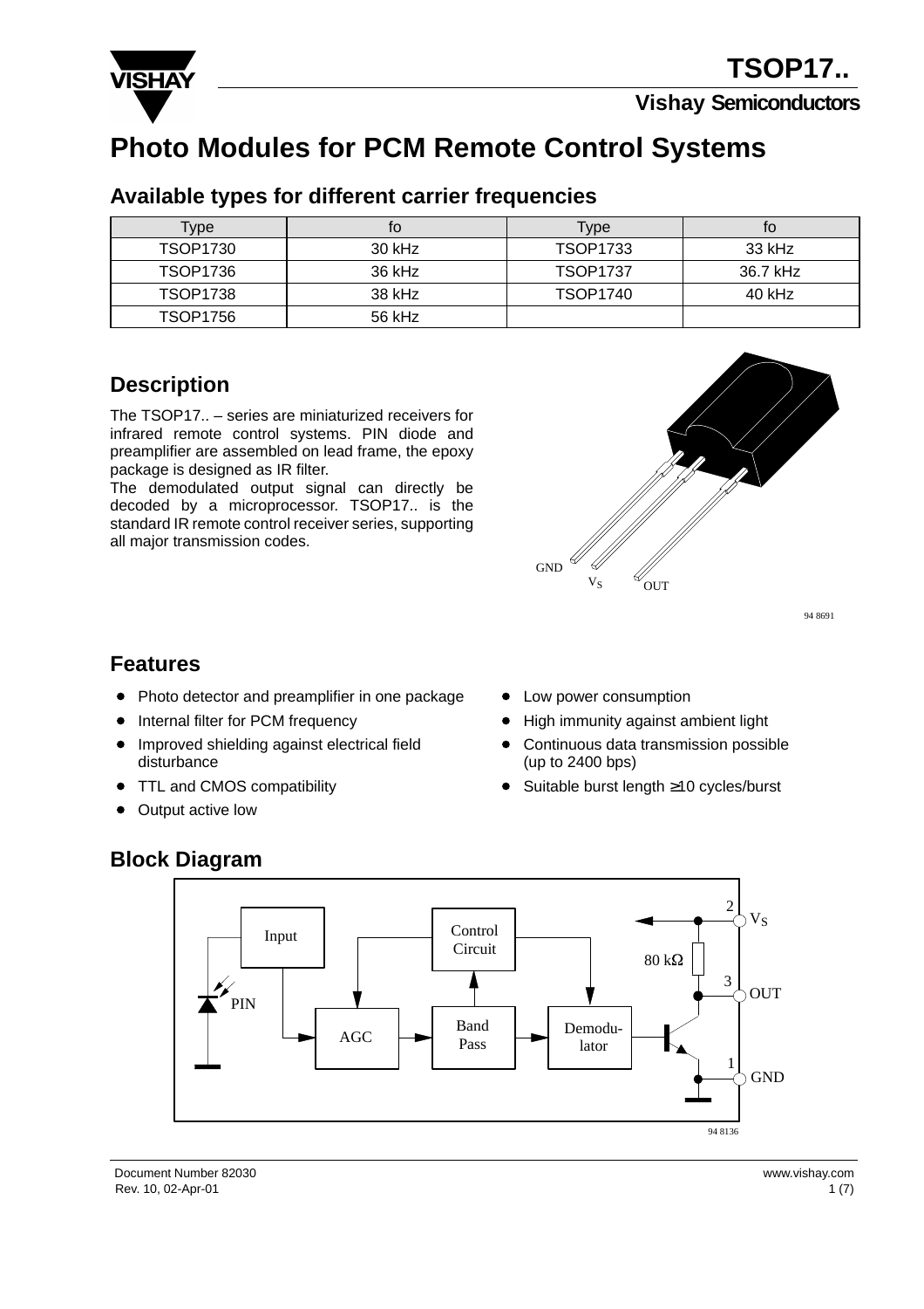# Photo Modules for PCM Remote Control Systems

## Available types for different carrier frequencies

| Type | fo | Type | fo |
|---|---|---|---|
| TSOP1730 | 30 kHz | TSOP1733 | 33 kHz |
| TSOP1736 | 36 kHz | TSOP1737 | 36.7 kHz |
| TSOP1738 | 38 kHz | TSOP1740 | 40 kHz |
| TSOP1756 | 56 kHz | | |

## Description

The TSOP17.. – series are miniaturized receivers for infrared remote control systems. PIN diode and preamplifier are assembled on lead frame, the epoxy package is designed as IR filter.

The demodulated output signal can directly be decoded by a microprocessor. TSOP17.. is the standard IR remote control receiver series, supporting all major transmission codes.

GND $V_S$ OUT

94 8691

## Features

- Photo detector and preamplifier in one package
- Internal filter for PCM frequency
- Improved shielding against electrical field disturbance
- TTL and CMOS compatibility
- Output active low
- Low power consumption
- High immunity against ambient light
- Continuous data transmission possible (up to 2400 bps)
- Suitable burst length ≥10 cycles/burst

## Block Diagram

Input, Control Circuit, PIN, AGC, Band Pass, Demodulator, 80 kΩ, 2 $V_S$, 3 OUT, 1 GND

94 8136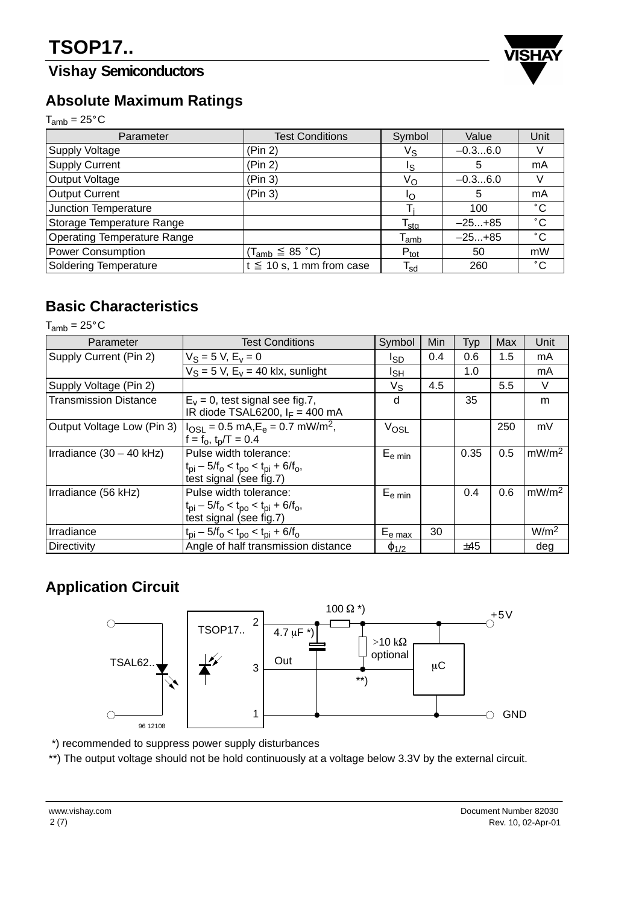## Absolute Maximum Ratings

$T_{amb} = 25°C$

| Parameter | Test Conditions | Symbol | Value | Unit |
|---|---|---|---|---|
| Supply Voltage | (Pin 2) | $V_S$ | –0.3...6.0 | V |
| Supply Current | (Pin 2) | $I_S$ | 5 | mA |
| Output Voltage | (Pin 3) | $V_O$ | –0.3...6.0 | V |
| Output Current | (Pin 3) | $I_O$ | 5 | mA |
| Junction Temperature | | $T_j$ | 100 | °C |
| Storage Temperature Range | | $T_{stg}$ | –25...+85 | °C |
| Operating Temperature Range | | $T_{amb}$ | –25...+85 | °C |
| Power Consumption | ($T_{amb} \leqq 85$ °C) | $P_{tot}$ | 50 | mW |
| Soldering Temperature | $t \leqq 10$ s, 1 mm from case | $T_{sd}$ | 260 | °C |

## Basic Characteristics

$T_{amb} = 25°C$

| Parameter | Test Conditions | Symbol | Min | Typ | Max | Unit |
|---|---|---|---|---|---|---|
| Supply Current (Pin 2) | $V_S = 5$ V, $E_v = 0$ | $I_{SD}$ | 0.4 | 0.6 | 1.5 | mA |
| | $V_S = 5$ V, $E_v = 40$ klx, sunlight | $I_{SH}$ | | 1.0 | | mA |
| Supply Voltage (Pin 2) | | $V_S$ | 4.5 | | 5.5 | V |
| Transmission Distance | $E_v = 0$, test signal see fig.7, IR diode TSAL6200, $I_F = 400$ mA | d | | 35 | | m |
| Output Voltage Low (Pin 3) | $I_{OSL} = 0.5$ mA, $E_e = 0.7$ mW/m$^2$, $f = f_o$, $t_p/T = 0.4$ | $V_{OSL}$ | | | 250 | mV |
| Irradiance (30 – 40 kHz) | Pulse width tolerance: $t_{pi} – 5/f_o < t_{po} < t_{pi} + 6/f_o$, test signal (see fig.7) | $E_{e\ min}$ | | 0.35 | 0.5 | mW/m$^2$ |
| Irradiance (56 kHz) | Pulse width tolerance: $t_{pi} – 5/f_o < t_{po} < t_{pi} + 6/f_o$, test signal (see fig.7) | $E_{e\ min}$ | | 0.4 | 0.6 | mW/m$^2$ |
| Irradiance | $t_{pi} – 5/f_o < t_{po} < t_{pi} + 6/f_o$ | $E_{e\ max}$ | 30 | | | W/m$^2$ |
| Directivity | Angle of half transmission distance | $\varphi_{1/2}$ | | ±45 | | deg |

## Application Circuit

TSAL62.. | TSOP17.. | 2 | 3 | 1 | Out | 100 Ω *) | 4.7 μF *) | >10 kΩ optional | **) | μC | +5V | GND | 96 12108

*) recommended to suppress power supply disturbances

**) The output voltage should not be hold continuously at a voltage below 3.3V by the external circuit.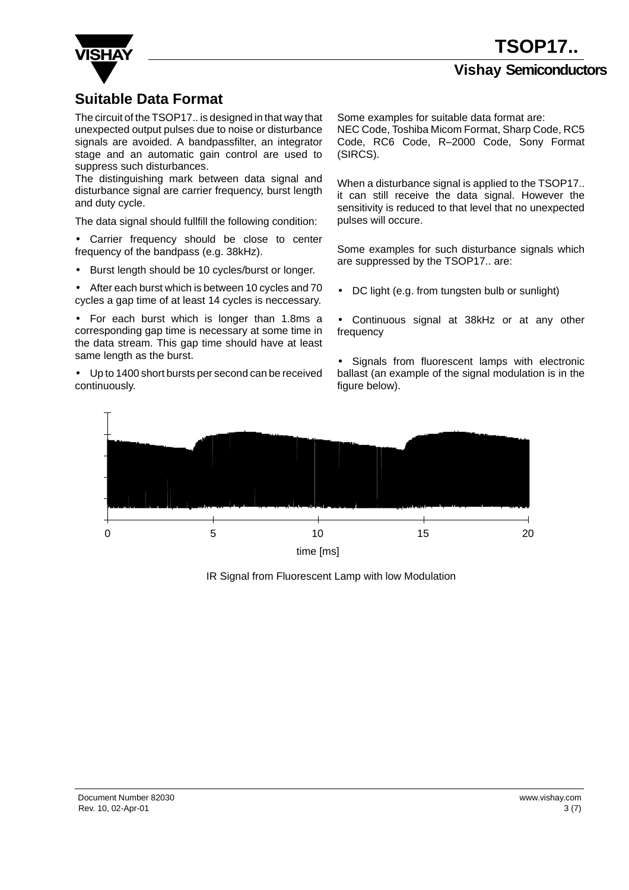## Suitable Data Format

The circuit of the TSOP17.. is designed in that way that unexpected output pulses due to noise or disturbance signals are avoided. A bandpassfilter, an integrator stage and an automatic gain control are used to suppress such disturbances.
The distinguishing mark between data signal and disturbance signal are carrier frequency, burst length and duty cycle.

The data signal should fullfill the following condition:

- Carrier frequency should be close to center frequency of the bandpass (e.g. 38kHz).
- Burst length should be 10 cycles/burst or longer.
- After each burst which is between 10 cycles and 70 cycles a gap time of at least 14 cycles is neccessary.
- For each burst which is longer than 1.8ms a corresponding gap time is necessary at some time in the data stream. This gap time should have at least same length as the burst.
- Up to 1400 short bursts per second can be received continuously.

Some examples for suitable data format are:
NEC Code, Toshiba Micom Format, Sharp Code, RC5 Code, RC6 Code, R–2000 Code, Sony Format (SIRCS).

When a disturbance signal is applied to the TSOP17.. it can still receive the data signal. However the sensitivity is reduced to that level that no unexpected pulses will occure.

Some examples for such disturbance signals which are suppressed by the TSOP17.. are:

- DC light (e.g. from tungsten bulb or sunlight)
- Continuous signal at 38kHz or at any other frequency
- Signals from fluorescent lamps with electronic ballast (an example of the signal modulation is in the figure below).

IR Signal from Fluorescent Lamp with low Modulation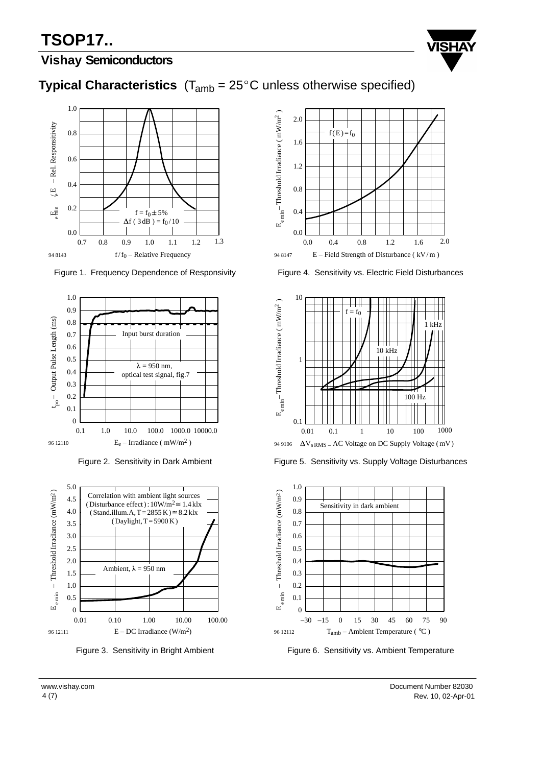## Typical Characteristics ($T_{amb}$ = 25°C unless otherwise specified)

Figure 1. Frequency Dependence of Responsivity

Figure 2. Sensitivity in Dark Ambient

Figure 3. Sensitivity in Bright Ambient

Figure 4. Sensitivity vs. Electric Field Disturbances

Figure 5. Sensitivity vs. Supply Voltage Disturbances

Figure 6. Sensitivity vs. Ambient Temperature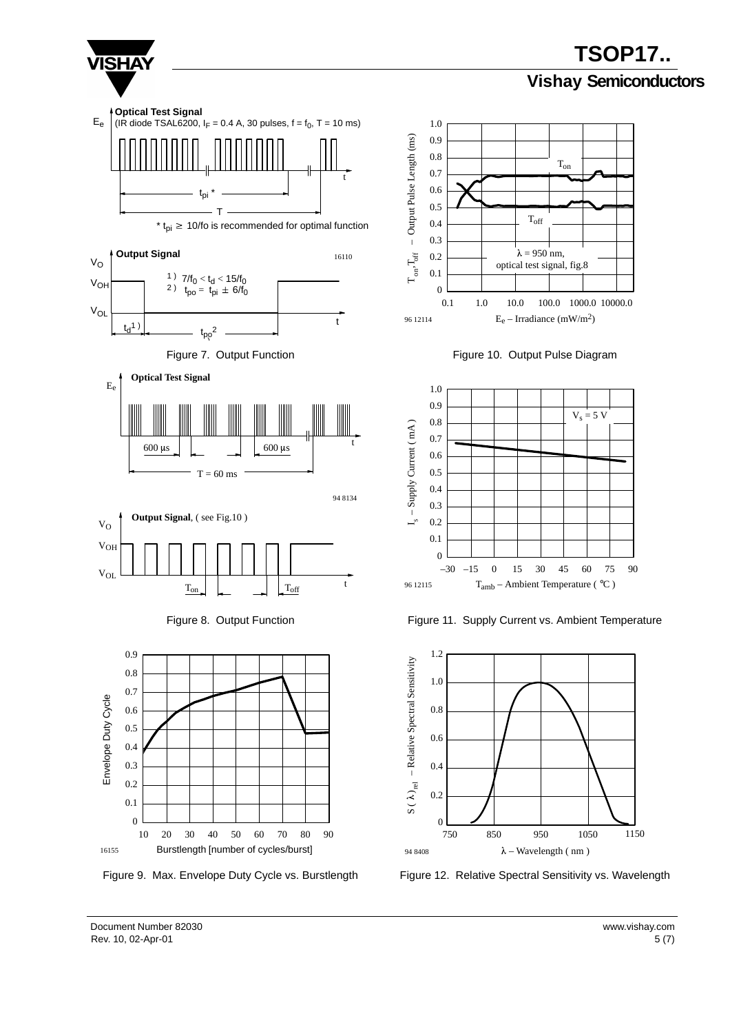**Optical Test Signal**

$E_e$ (IR diode TSAL6200, $I_F$ = 0.4 A, 30 pulses, f = $f_0$, T = 10 ms)

$t_{pi}$ *

T

* $t_{pi} \geq$ 10/fo is recommended for optimal function

**Output Signal**

16110

$V_O$

$V_{OH}$

$V_{OL}$

1 ) $7/f_0 < t_d < 15/f_0$

2 ) $t_{po} = t_{pi} \pm 6/f_0$

$t_d$ 1 )

$t_{po}$ 2 )

Figure 7. Output Function

**Optical Test Signal**

$E_e$

600 μs

600 μs

T = 60 ms

94 8134

**Output Signal**, ( see Fig.10 )

$V_O$

$V_{OH}$

$V_{OL}$

$T_{on}$

$T_{off}$

Figure 8. Output Function

Envelope Duty Cycle

Burstlength [number of cycles/burst]

16155

Figure 9. Max. Envelope Duty Cycle vs. Burstlength

$T_{on}, T_{off}$ – Output Pulse Length (ms)

$E_e$ – Irradiance (mW/m²)

λ = 950 nm, optical test signal, fig.8

96 12114

Figure 10. Output Pulse Diagram

$I_s$ – Supply Current ( mA )

$T_{amb}$ – Ambient Temperature ( °C )

$V_s$ = 5 V

96 12115

Figure 11. Supply Current vs. Ambient Temperature

$S(\lambda)_{rel}$ – Relative Spectral Sensitivity

λ – Wavelength ( nm )

94 8408

Figure 12. Relative Spectral Sensitivity vs. Wavelength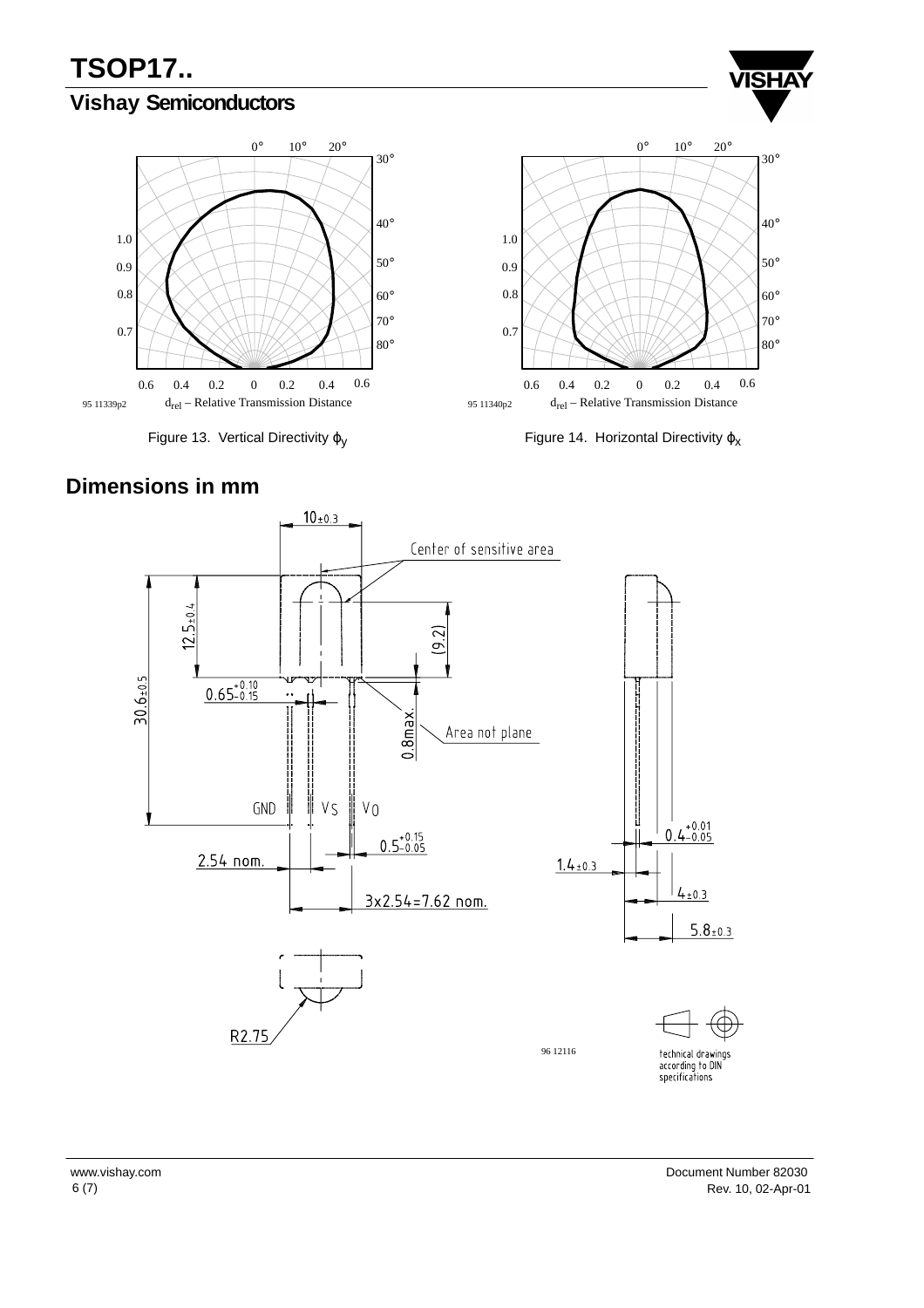Figure 13. Vertical Directivity $\varphi_y$

Figure 14. Horizontal Directivity $\varphi_x$

## Dimensions in mm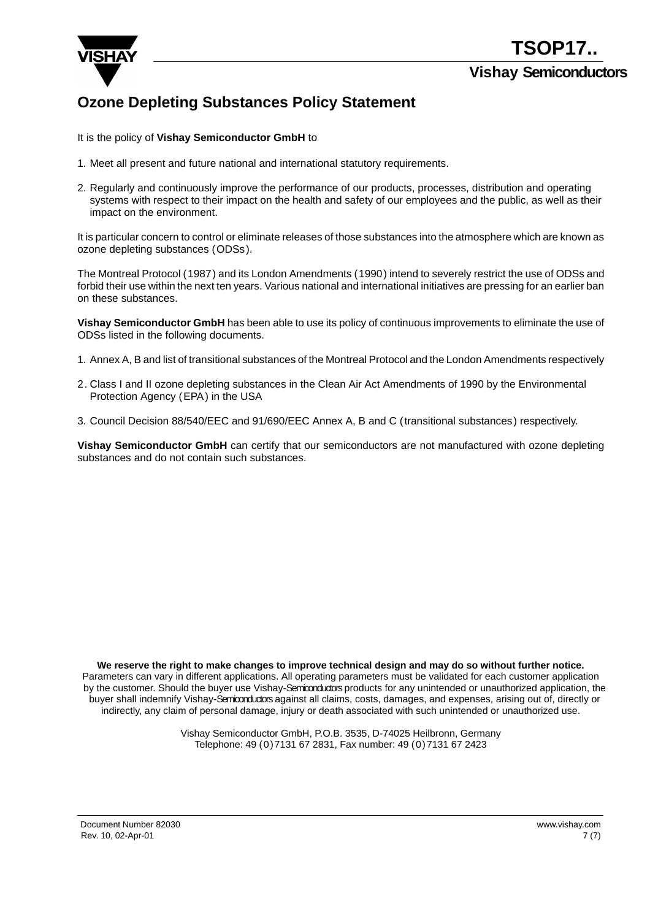## Ozone Depleting Substances Policy Statement

It is the policy of **Vishay Semiconductor GmbH** to

1. Meet all present and future national and international statutory requirements.
2. Regularly and continuously improve the performance of our products, processes, distribution and operating systems with respect to their impact on the health and safety of our employees and the public, as well as their impact on the environment.

It is particular concern to control or eliminate releases of those substances into the atmosphere which are known as ozone depleting substances (ODSs).

The Montreal Protocol (1987) and its London Amendments (1990) intend to severely restrict the use of ODSs and forbid their use within the next ten years. Various national and international initiatives are pressing for an earlier ban on these substances.

**Vishay Semiconductor GmbH** has been able to use its policy of continuous improvements to eliminate the use of ODSs listed in the following documents.

1. Annex A, B and list of transitional substances of the Montreal Protocol and the London Amendments respectively
2. Class I and II ozone depleting substances in the Clean Air Act Amendments of 1990 by the Environmental Protection Agency (EPA) in the USA
3. Council Decision 88/540/EEC and 91/690/EEC Annex A, B and C (transitional substances) respectively.

**Vishay Semiconductor GmbH** can certify that our semiconductors are not manufactured with ozone depleting substances and do not contain such substances.

**We reserve the right to make changes to improve technical design and may do so without further notice.**
Parameters can vary in different applications. All operating parameters must be validated for each customer application by the customer. Should the buyer use Vishay-Semiconductors products for any unintended or unauthorized application, the buyer shall indemnify Vishay-Semiconductors against all claims, costs, damages, and expenses, arising out of, directly or indirectly, any claim of personal damage, injury or death associated with such unintended or unauthorized use.

Vishay Semiconductor GmbH, P.O.B. 3535, D-74025 Heilbronn, Germany
Telephone: 49 (0)7131 67 2831, Fax number: 49 (0)7131 67 2423